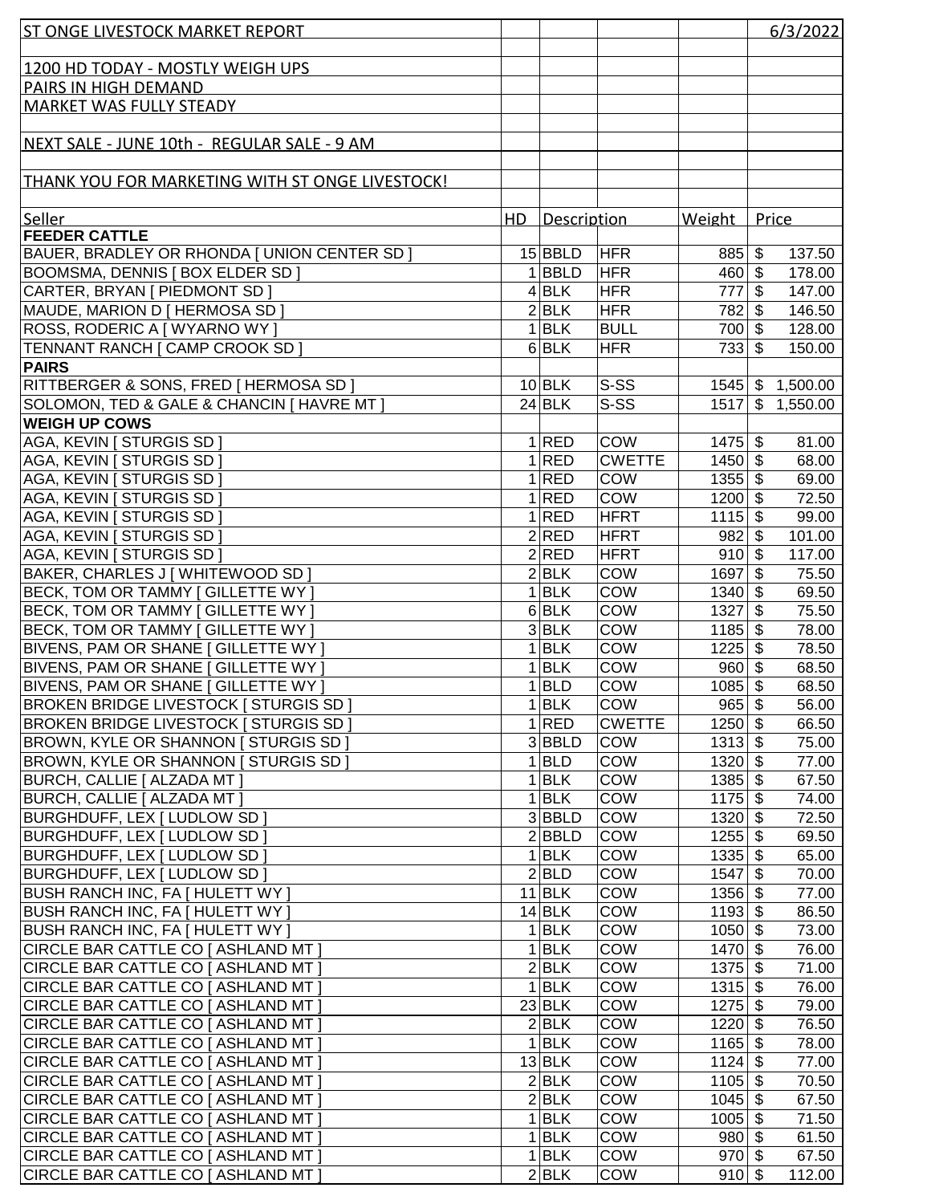# ST ONGE LIVESTOCK MARKET REPORT

6/3/2022

1200 HD TODAY - MOSTLY WEIGH UPS

PAIRS IN HIGH DEMAND

MARKET WAS FULLY STEADY

NEXT SALE - JUNE 10th - REGULAR SALE - 9 AM

THANK YOU FOR MARKETING WITH ST ONGE LIVESTOCK!

| Seller | HD | Description | | Weight | Price |
|---|---|---|---|---|---|
| **FEEDER CATTLE** | | | | | |
| BAUER, BRADLEY OR RHONDA [ UNION CENTER SD ] | 15 | BBLD | HFR | 885 | $ 137.50 |
| BOOMSMA, DENNIS [ BOX ELDER SD ] | 1 | BBLD | HFR | 460 | $ 178.00 |
| CARTER, BRYAN [ PIEDMONT SD ] | 4 | BLK | HFR | 777 | $ 147.00 |
| MAUDE, MARION D [ HERMOSA SD ] | 2 | BLK | HFR | 782 | $ 146.50 |
| ROSS, RODERIC A [ WYARNO WY ] | 1 | BLK | BULL | 700 | $ 128.00 |
| TENNANT RANCH [ CAMP CROOK SD ] | 6 | BLK | HFR | 733 | $ 150.00 |
| **PAIRS** | | | | | |
| RITTBERGER & SONS, FRED [ HERMOSA SD ] | 10 | BLK | S-SS | 1545 | $ 1,500.00 |
| SOLOMON, TED & GALE & CHANCIN [ HAVRE MT ] | 24 | BLK | S-SS | 1517 | $ 1,550.00 |
| **WEIGH UP COWS** | | | | | |
| AGA, KEVIN [ STURGIS SD ] | 1 | RED | COW | 1475 | $ 81.00 |
| AGA, KEVIN [ STURGIS SD ] | 1 | RED | CWETTE | 1450 | $ 68.00 |
| AGA, KEVIN [ STURGIS SD ] | 1 | RED | COW | 1355 | $ 69.00 |
| AGA, KEVIN [ STURGIS SD ] | 1 | RED | COW | 1200 | $ 72.50 |
| AGA, KEVIN [ STURGIS SD ] | 1 | RED | HFRT | 1115 | $ 99.00 |
| AGA, KEVIN [ STURGIS SD ] | 2 | RED | HFRT | 982 | $ 101.00 |
| AGA, KEVIN [ STURGIS SD ] | 2 | RED | HFRT | 910 | $ 117.00 |
| BAKER, CHARLES J [ WHITEWOOD SD ] | 2 | BLK | COW | 1697 | $ 75.50 |
| BECK, TOM OR TAMMY [ GILLETTE WY ] | 1 | BLK | COW | 1340 | $ 69.50 |
| BECK, TOM OR TAMMY [ GILLETTE WY ] | 6 | BLK | COW | 1327 | $ 75.50 |
| BECK, TOM OR TAMMY [ GILLETTE WY ] | 3 | BLK | COW | 1185 | $ 78.00 |
| BIVENS, PAM OR SHANE [ GILLETTE WY ] | 1 | BLK | COW | 1225 | $ 78.50 |
| BIVENS, PAM OR SHANE [ GILLETTE WY ] | 1 | BLK | COW | 960 | $ 68.50 |
| BIVENS, PAM OR SHANE [ GILLETTE WY ] | 1 | BLD | COW | 1085 | $ 68.50 |
| BROKEN BRIDGE LIVESTOCK [ STURGIS SD ] | 1 | BLK | COW | 965 | $ 56.00 |
| BROKEN BRIDGE LIVESTOCK [ STURGIS SD ] | 1 | RED | CWETTE | 1250 | $ 66.50 |
| BROWN, KYLE OR SHANNON [ STURGIS SD ] | 3 | BBLD | COW | 1313 | $ 75.00 |
| BROWN, KYLE OR SHANNON [ STURGIS SD ] | 1 | BLD | COW | 1320 | $ 77.00 |
| BURCH, CALLIE [ ALZADA MT ] | 1 | BLK | COW | 1385 | $ 67.50 |
| BURCH, CALLIE [ ALZADA MT ] | 1 | BLK | COW | 1175 | $ 74.00 |
| BURGHDUFF, LEX [ LUDLOW SD ] | 3 | BBLD | COW | 1320 | $ 72.50 |
| BURGHDUFF, LEX [ LUDLOW SD ] | 2 | BBLD | COW | 1255 | $ 69.50 |
| BURGHDUFF, LEX [ LUDLOW SD ] | 1 | BLK | COW | 1335 | $ 65.00 |
| BURGHDUFF, LEX [ LUDLOW SD ] | 2 | BLD | COW | 1547 | $ 70.00 |
| BUSH RANCH INC, FA [ HULETT WY ] | 11 | BLK | COW | 1356 | $ 77.00 |
| BUSH RANCH INC, FA [ HULETT WY ] | 14 | BLK | COW | 1193 | $ 86.50 |
| BUSH RANCH INC, FA [ HULETT WY ] | 1 | BLK | COW | 1050 | $ 73.00 |
| CIRCLE BAR CATTLE CO [ ASHLAND MT ] | 1 | BLK | COW | 1470 | $ 76.00 |
| CIRCLE BAR CATTLE CO [ ASHLAND MT ] | 2 | BLK | COW | 1375 | $ 71.00 |
| CIRCLE BAR CATTLE CO [ ASHLAND MT ] | 1 | BLK | COW | 1315 | $ 76.00 |
| CIRCLE BAR CATTLE CO [ ASHLAND MT ] | 23 | BLK | COW | 1275 | $ 79.00 |
| CIRCLE BAR CATTLE CO [ ASHLAND MT ] | 2 | BLK | COW | 1220 | $ 76.50 |
| CIRCLE BAR CATTLE CO [ ASHLAND MT ] | 1 | BLK | COW | 1165 | $ 78.00 |
| CIRCLE BAR CATTLE CO [ ASHLAND MT ] | 13 | BLK | COW | 1124 | $ 77.00 |
| CIRCLE BAR CATTLE CO [ ASHLAND MT ] | 2 | BLK | COW | 1105 | $ 70.50 |
| CIRCLE BAR CATTLE CO [ ASHLAND MT ] | 2 | BLK | COW | 1045 | $ 67.50 |
| CIRCLE BAR CATTLE CO [ ASHLAND MT ] | 1 | BLK | COW | 1005 | $ 71.50 |
| CIRCLE BAR CATTLE CO [ ASHLAND MT ] | 1 | BLK | COW | 980 | $ 61.50 |
| CIRCLE BAR CATTLE CO [ ASHLAND MT ] | 1 | BLK | COW | 970 | $ 67.50 |
| CIRCLE BAR CATTLE CO [ ASHLAND MT ] | 2 | BLK | COW | 910 | $ 112.00 |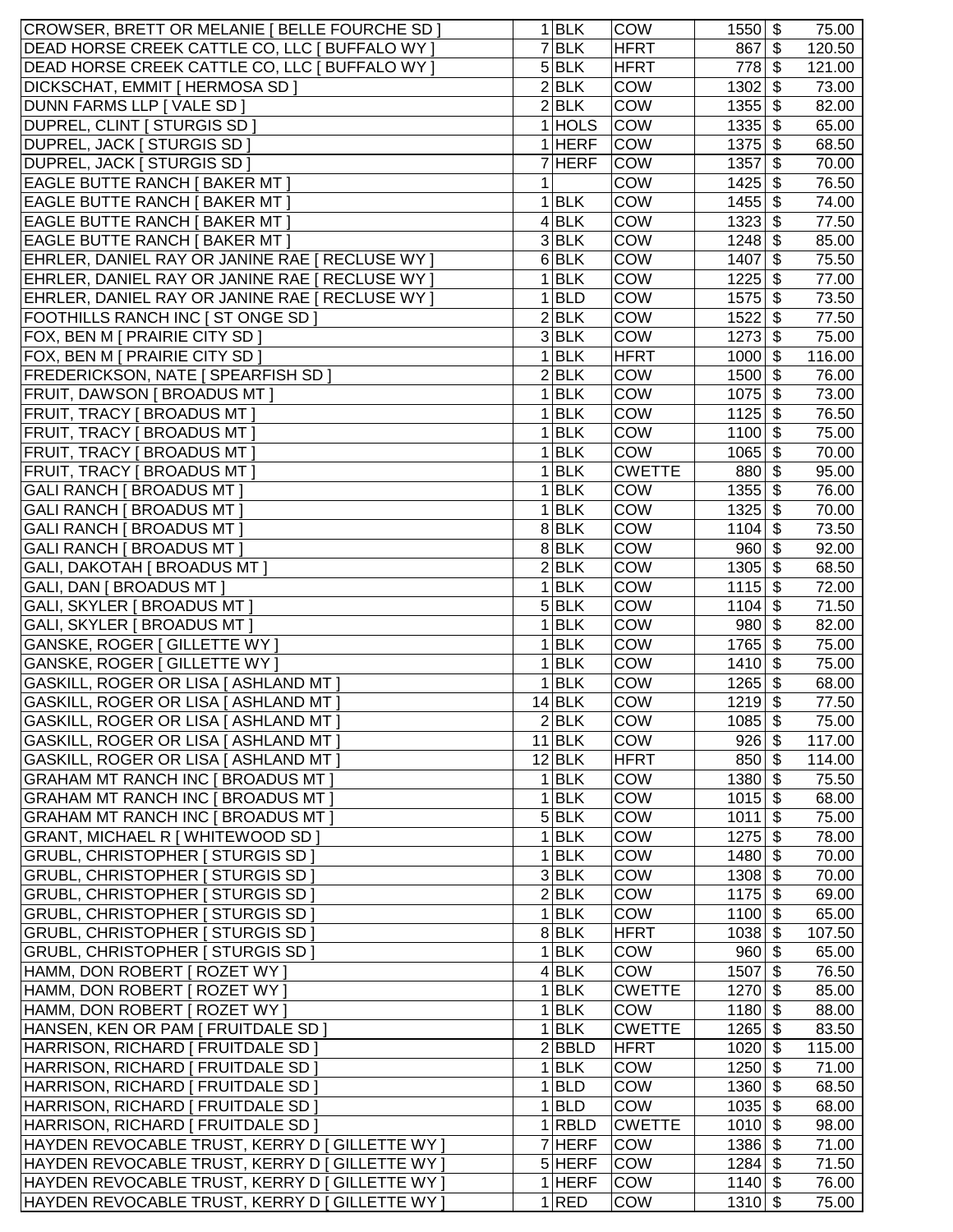| | | | | | | |
|---|---|---|---|---|---|---|
| CROWSER, BRETT OR MELANIE [ BELLE FOURCHE SD ] | 1 | BLK | COW | 1550 | $ | 75.00 |
| DEAD HORSE CREEK CATTLE CO, LLC [ BUFFALO WY ] | 7 | BLK | HFRT | 867 | $ | 120.50 |
| DEAD HORSE CREEK CATTLE CO, LLC [ BUFFALO WY ] | 5 | BLK | HFRT | 778 | $ | 121.00 |
| DICKSCHAT, EMMIT [ HERMOSA SD ] | 2 | BLK | COW | 1302 | $ | 73.00 |
| DUNN FARMS LLP [ VALE SD ] | 2 | BLK | COW | 1355 | $ | 82.00 |
| DUPREL, CLINT [ STURGIS SD ] | 1 | HOLS | COW | 1335 | $ | 65.00 |
| DUPREL, JACK [ STURGIS SD ] | 1 | HERF | COW | 1375 | $ | 68.50 |
| DUPREL, JACK [ STURGIS SD ] | 7 | HERF | COW | 1357 | $ | 70.00 |
| EAGLE BUTTE RANCH [ BAKER MT ] | 1 | | COW | 1425 | $ | 76.50 |
| EAGLE BUTTE RANCH [ BAKER MT ] | 1 | BLK | COW | 1455 | $ | 74.00 |
| EAGLE BUTTE RANCH [ BAKER MT ] | 4 | BLK | COW | 1323 | $ | 77.50 |
| EAGLE BUTTE RANCH [ BAKER MT ] | 3 | BLK | COW | 1248 | $ | 85.00 |
| EHRLER, DANIEL RAY OR JANINE RAE [ RECLUSE WY ] | 6 | BLK | COW | 1407 | $ | 75.50 |
| EHRLER, DANIEL RAY OR JANINE RAE [ RECLUSE WY ] | 1 | BLK | COW | 1225 | $ | 77.00 |
| EHRLER, DANIEL RAY OR JANINE RAE [ RECLUSE WY ] | 1 | BLD | COW | 1575 | $ | 73.50 |
| FOOTHILLS RANCH INC [ ST ONGE SD ] | 2 | BLK | COW | 1522 | $ | 77.50 |
| FOX, BEN M [ PRAIRIE CITY SD ] | 3 | BLK | COW | 1273 | $ | 75.00 |
| FOX, BEN M [ PRAIRIE CITY SD ] | 1 | BLK | HFRT | 1000 | $ | 116.00 |
| FREDERICKSON, NATE [ SPEARFISH SD ] | 2 | BLK | COW | 1500 | $ | 76.00 |
| FRUIT, DAWSON [ BROADUS MT ] | 1 | BLK | COW | 1075 | $ | 73.00 |
| FRUIT, TRACY [ BROADUS MT ] | 1 | BLK | COW | 1125 | $ | 76.50 |
| FRUIT, TRACY [ BROADUS MT ] | 1 | BLK | COW | 1100 | $ | 75.00 |
| FRUIT, TRACY [ BROADUS MT ] | 1 | BLK | COW | 1065 | $ | 70.00 |
| FRUIT, TRACY [ BROADUS MT ] | 1 | BLK | CWETTE | 880 | $ | 95.00 |
| GALI RANCH [ BROADUS MT ] | 1 | BLK | COW | 1355 | $ | 76.00 |
| GALI RANCH [ BROADUS MT ] | 1 | BLK | COW | 1325 | $ | 70.00 |
| GALI RANCH [ BROADUS MT ] | 8 | BLK | COW | 1104 | $ | 73.50 |
| GALI RANCH [ BROADUS MT ] | 8 | BLK | COW | 960 | $ | 92.00 |
| GALI, DAKOTAH [ BROADUS MT ] | 2 | BLK | COW | 1305 | $ | 68.50 |
| GALI, DAN [ BROADUS MT ] | 1 | BLK | COW | 1115 | $ | 72.00 |
| GALI, SKYLER [ BROADUS MT ] | 5 | BLK | COW | 1104 | $ | 71.50 |
| GALI, SKYLER [ BROADUS MT ] | 1 | BLK | COW | 980 | $ | 82.00 |
| GANSKE, ROGER [ GILLETTE WY ] | 1 | BLK | COW | 1765 | $ | 75.00 |
| GANSKE, ROGER [ GILLETTE WY ] | 1 | BLK | COW | 1410 | $ | 75.00 |
| GASKILL, ROGER OR LISA [ ASHLAND MT ] | 1 | BLK | COW | 1265 | $ | 68.00 |
| GASKILL, ROGER OR LISA [ ASHLAND MT ] | 14 | BLK | COW | 1219 | $ | 77.50 |
| GASKILL, ROGER OR LISA [ ASHLAND MT ] | 2 | BLK | COW | 1085 | $ | 75.00 |
| GASKILL, ROGER OR LISA [ ASHLAND MT ] | 11 | BLK | COW | 926 | $ | 117.00 |
| GASKILL, ROGER OR LISA [ ASHLAND MT ] | 12 | BLK | HFRT | 850 | $ | 114.00 |
| GRAHAM MT RANCH INC [ BROADUS MT ] | 1 | BLK | COW | 1380 | $ | 75.50 |
| GRAHAM MT RANCH INC [ BROADUS MT ] | 1 | BLK | COW | 1015 | $ | 68.00 |
| GRAHAM MT RANCH INC [ BROADUS MT ] | 5 | BLK | COW | 1011 | $ | 75.00 |
| GRANT, MICHAEL R [ WHITEWOOD SD ] | 1 | BLK | COW | 1275 | $ | 78.00 |
| GRUBL, CHRISTOPHER [ STURGIS SD ] | 1 | BLK | COW | 1480 | $ | 70.00 |
| GRUBL, CHRISTOPHER [ STURGIS SD ] | 3 | BLK | COW | 1308 | $ | 70.00 |
| GRUBL, CHRISTOPHER [ STURGIS SD ] | 2 | BLK | COW | 1175 | $ | 69.00 |
| GRUBL, CHRISTOPHER [ STURGIS SD ] | 1 | BLK | COW | 1100 | $ | 65.00 |
| GRUBL, CHRISTOPHER [ STURGIS SD ] | 8 | BLK | HFRT | 1038 | $ | 107.50 |
| GRUBL, CHRISTOPHER [ STURGIS SD ] | 1 | BLK | COW | 960 | $ | 65.00 |
| HAMM, DON ROBERT [ ROZET WY ] | 4 | BLK | COW | 1507 | $ | 76.50 |
| HAMM, DON ROBERT [ ROZET WY ] | 1 | BLK | CWETTE | 1270 | $ | 85.00 |
| HAMM, DON ROBERT [ ROZET WY ] | 1 | BLK | COW | 1180 | $ | 88.00 |
| HANSEN, KEN OR PAM [ FRUITDALE SD ] | 1 | BLK | CWETTE | 1265 | $ | 83.50 |
| HARRISON, RICHARD [ FRUITDALE SD ] | 2 | BBLD | HFRT | 1020 | $ | 115.00 |
| HARRISON, RICHARD [ FRUITDALE SD ] | 1 | BLK | COW | 1250 | $ | 71.00 |
| HARRISON, RICHARD [ FRUITDALE SD ] | 1 | BLD | COW | 1360 | $ | 68.50 |
| HARRISON, RICHARD [ FRUITDALE SD ] | 1 | BLD | COW | 1035 | $ | 68.00 |
| HARRISON, RICHARD [ FRUITDALE SD ] | 1 | RBLD | CWETTE | 1010 | $ | 98.00 |
| HAYDEN REVOCABLE TRUST, KERRY D [ GILLETTE WY ] | 7 | HERF | COW | 1386 | $ | 71.00 |
| HAYDEN REVOCABLE TRUST, KERRY D [ GILLETTE WY ] | 5 | HERF | COW | 1284 | $ | 71.50 |
| HAYDEN REVOCABLE TRUST, KERRY D [ GILLETTE WY ] | 1 | HERF | COW | 1140 | $ | 76.00 |
| HAYDEN REVOCABLE TRUST, KERRY D [ GILLETTE WY ] | 1 | RED | COW | 1310 | $ | 75.00 |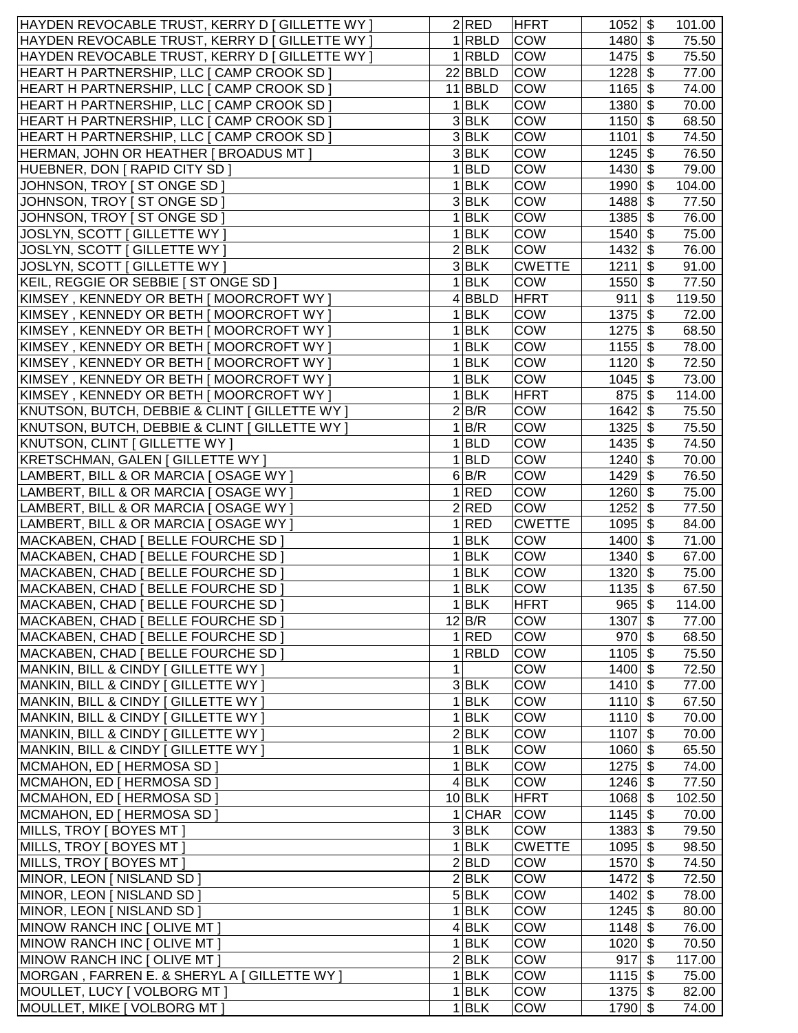| | | | | | | |
|---|---|---|---|---|---|---|
| HAYDEN REVOCABLE TRUST, KERRY D [ GILLETTE WY ] | 2 | RED | HFRT | 1052 | $ | 101.00 |
| HAYDEN REVOCABLE TRUST, KERRY D [ GILLETTE WY ] | 1 | RBLD | COW | 1480 | $ | 75.50 |
| HAYDEN REVOCABLE TRUST, KERRY D [ GILLETTE WY ] | 1 | RBLD | COW | 1475 | $ | 75.50 |
| HEART H PARTNERSHIP, LLC [ CAMP CROOK SD ] | 22 | BBLD | COW | 1228 | $ | 77.00 |
| HEART H PARTNERSHIP, LLC [ CAMP CROOK SD ] | 11 | BBLD | COW | 1165 | $ | 74.00 |
| HEART H PARTNERSHIP, LLC [ CAMP CROOK SD ] | 1 | BLK | COW | 1380 | $ | 70.00 |
| HEART H PARTNERSHIP, LLC [ CAMP CROOK SD ] | 3 | BLK | COW | 1150 | $ | 68.50 |
| HEART H PARTNERSHIP, LLC [ CAMP CROOK SD ] | 3 | BLK | COW | 1101 | $ | 74.50 |
| HERMAN, JOHN OR HEATHER [ BROADUS MT ] | 3 | BLK | COW | 1245 | $ | 76.50 |
| HUEBNER, DON [ RAPID CITY SD ] | 1 | BLD | COW | 1430 | $ | 79.00 |
| JOHNSON, TROY [ ST ONGE SD ] | 1 | BLK | COW | 1990 | $ | 104.00 |
| JOHNSON, TROY [ ST ONGE SD ] | 3 | BLK | COW | 1488 | $ | 77.50 |
| JOHNSON, TROY [ ST ONGE SD ] | 1 | BLK | COW | 1385 | $ | 76.00 |
| JOSLYN, SCOTT [ GILLETTE WY ] | 1 | BLK | COW | 1540 | $ | 75.00 |
| JOSLYN, SCOTT [ GILLETTE WY ] | 2 | BLK | COW | 1432 | $ | 76.00 |
| JOSLYN, SCOTT [ GILLETTE WY ] | 3 | BLK | CWETTE | 1211 | $ | 91.00 |
| KEIL, REGGIE OR SEBBIE [ ST ONGE SD ] | 1 | BLK | COW | 1550 | $ | 77.50 |
| KIMSEY , KENNEDY OR BETH [ MOORCROFT WY ] | 4 | BBLD | HFRT | 911 | $ | 119.50 |
| KIMSEY , KENNEDY OR BETH [ MOORCROFT WY ] | 1 | BLK | COW | 1375 | $ | 72.00 |
| KIMSEY , KENNEDY OR BETH [ MOORCROFT WY ] | 1 | BLK | COW | 1275 | $ | 68.50 |
| KIMSEY , KENNEDY OR BETH [ MOORCROFT WY ] | 1 | BLK | COW | 1155 | $ | 78.00 |
| KIMSEY , KENNEDY OR BETH [ MOORCROFT WY ] | 1 | BLK | COW | 1120 | $ | 72.50 |
| KIMSEY , KENNEDY OR BETH [ MOORCROFT WY ] | 1 | BLK | COW | 1045 | $ | 73.00 |
| KIMSEY , KENNEDY OR BETH [ MOORCROFT WY ] | 1 | BLK | HFRT | 875 | $ | 114.00 |
| KNUTSON, BUTCH, DEBBIE & CLINT [ GILLETTE WY ] | 2 | B/R | COW | 1642 | $ | 75.50 |
| KNUTSON, BUTCH, DEBBIE & CLINT [ GILLETTE WY ] | 1 | B/R | COW | 1325 | $ | 75.50 |
| KNUTSON, CLINT [ GILLETTE WY ] | 1 | BLD | COW | 1435 | $ | 74.50 |
| KRETSCHMAN, GALEN [ GILLETTE WY ] | 1 | BLD | COW | 1240 | $ | 70.00 |
| LAMBERT, BILL & OR MARCIA [ OSAGE WY ] | 6 | B/R | COW | 1429 | $ | 76.50 |
| LAMBERT, BILL & OR MARCIA [ OSAGE WY ] | 1 | RED | COW | 1260 | $ | 75.00 |
| LAMBERT, BILL & OR MARCIA [ OSAGE WY ] | 2 | RED | COW | 1252 | $ | 77.50 |
| LAMBERT, BILL & OR MARCIA [ OSAGE WY ] | 1 | RED | CWETTE | 1095 | $ | 84.00 |
| MACKABEN, CHAD [ BELLE FOURCHE SD ] | 1 | BLK | COW | 1400 | $ | 71.00 |
| MACKABEN, CHAD [ BELLE FOURCHE SD ] | 1 | BLK | COW | 1340 | $ | 67.00 |
| MACKABEN, CHAD [ BELLE FOURCHE SD ] | 1 | BLK | COW | 1320 | $ | 75.00 |
| MACKABEN, CHAD [ BELLE FOURCHE SD ] | 1 | BLK | COW | 1135 | $ | 67.50 |
| MACKABEN, CHAD [ BELLE FOURCHE SD ] | 1 | BLK | HFRT | 965 | $ | 114.00 |
| MACKABEN, CHAD [ BELLE FOURCHE SD ] | 12 | B/R | COW | 1307 | $ | 77.00 |
| MACKABEN, CHAD [ BELLE FOURCHE SD ] | 1 | RED | COW | 970 | $ | 68.50 |
| MACKABEN, CHAD [ BELLE FOURCHE SD ] | 1 | RBLD | COW | 1105 | $ | 75.50 |
| MANKIN, BILL & CINDY [ GILLETTE WY ] | 1 | | COW | 1400 | $ | 72.50 |
| MANKIN, BILL & CINDY [ GILLETTE WY ] | 3 | BLK | COW | 1410 | $ | 77.00 |
| MANKIN, BILL & CINDY [ GILLETTE WY ] | 1 | BLK | COW | 1110 | $ | 67.50 |
| MANKIN, BILL & CINDY [ GILLETTE WY ] | 1 | BLK | COW | 1110 | $ | 70.00 |
| MANKIN, BILL & CINDY [ GILLETTE WY ] | 2 | BLK | COW | 1107 | $ | 70.00 |
| MANKIN, BILL & CINDY [ GILLETTE WY ] | 1 | BLK | COW | 1060 | $ | 65.50 |
| MCMAHON, ED [ HERMOSA SD ] | 1 | BLK | COW | 1275 | $ | 74.00 |
| MCMAHON, ED [ HERMOSA SD ] | 4 | BLK | COW | 1246 | $ | 77.50 |
| MCMAHON, ED [ HERMOSA SD ] | 10 | BLK | HFRT | 1068 | $ | 102.50 |
| MCMAHON, ED [ HERMOSA SD ] | 1 | CHAR | COW | 1145 | $ | 70.00 |
| MILLS, TROY [ BOYES MT ] | 3 | BLK | COW | 1383 | $ | 79.50 |
| MILLS, TROY [ BOYES MT ] | 1 | BLK | CWETTE | 1095 | $ | 98.50 |
| MILLS, TROY [ BOYES MT ] | 2 | BLD | COW | 1570 | $ | 74.50 |
| MINOR, LEON [ NISLAND SD ] | 2 | BLK | COW | 1472 | $ | 72.50 |
| MINOR, LEON [ NISLAND SD ] | 5 | BLK | COW | 1402 | $ | 78.00 |
| MINOR, LEON [ NISLAND SD ] | 1 | BLK | COW | 1245 | $ | 80.00 |
| MINOW RANCH INC [ OLIVE MT ] | 4 | BLK | COW | 1148 | $ | 76.00 |
| MINOW RANCH INC [ OLIVE MT ] | 1 | BLK | COW | 1020 | $ | 70.50 |
| MINOW RANCH INC [ OLIVE MT ] | 2 | BLK | COW | 917 | $ | 117.00 |
| MORGAN , FARREN E. & SHERYL A [ GILLETTE WY ] | 1 | BLK | COW | 1115 | $ | 75.00 |
| MOULLET, LUCY [ VOLBORG MT ] | 1 | BLK | COW | 1375 | $ | 82.00 |
| MOULLET, MIKE [ VOLBORG MT ] | 1 | BLK | COW | 1790 | $ | 74.00 |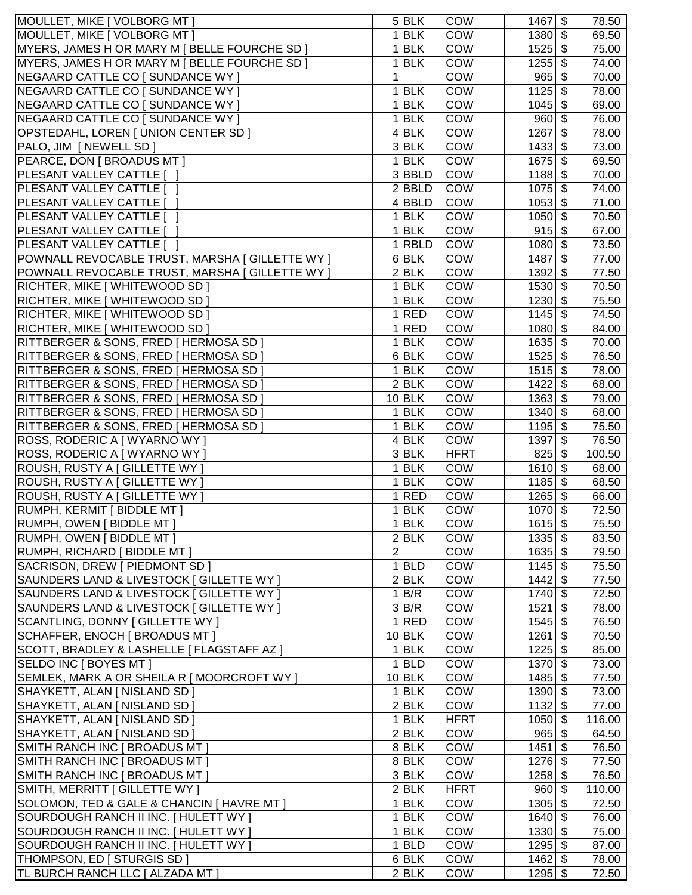| | | | | | |
|---|---|---|---|---|---|
| MOULLET, MIKE [ VOLBORG MT ] | 5 | BLK | COW | 1467 | $ 78.50 |
| MOULLET, MIKE [ VOLBORG MT ] | 1 | BLK | COW | 1380 | $ 69.50 |
| MYERS, JAMES H OR MARY M [ BELLE FOURCHE SD ] | 1 | BLK | COW | 1525 | $ 75.00 |
| MYERS, JAMES H OR MARY M [ BELLE FOURCHE SD ] | 1 | BLK | COW | 1255 | $ 74.00 |
| NEGAARD CATTLE CO [ SUNDANCE WY ] | 1 | | COW | 965 | $ 70.00 |
| NEGAARD CATTLE CO [ SUNDANCE WY ] | 1 | BLK | COW | 1125 | $ 78.00 |
| NEGAARD CATTLE CO [ SUNDANCE WY ] | 1 | BLK | COW | 1045 | $ 69.00 |
| NEGAARD CATTLE CO [ SUNDANCE WY ] | 1 | BLK | COW | 960 | $ 76.00 |
| OPSTEDAHL, LOREN [ UNION CENTER SD ] | 4 | BLK | COW | 1267 | $ 78.00 |
| PALO, JIM [ NEWELL SD ] | 3 | BLK | COW | 1433 | $ 73.00 |
| PEARCE, DON [ BROADUS MT ] | 1 | BLK | COW | 1675 | $ 69.50 |
| PLESANT VALLEY CATTLE [ ] | 3 | BBLD | COW | 1188 | $ 70.00 |
| PLESANT VALLEY CATTLE [ ] | 2 | BBLD | COW | 1075 | $ 74.00 |
| PLESANT VALLEY CATTLE [ ] | 4 | BBLD | COW | 1053 | $ 71.00 |
| PLESANT VALLEY CATTLE [ ] | 1 | BLK | COW | 1050 | $ 70.50 |
| PLESANT VALLEY CATTLE [ ] | 1 | BLK | COW | 915 | $ 67.00 |
| PLESANT VALLEY CATTLE [ ] | 1 | RBLD | COW | 1080 | $ 73.50 |
| POWNALL REVOCABLE TRUST, MARSHA [ GILLETTE WY ] | 6 | BLK | COW | 1487 | $ 77.00 |
| POWNALL REVOCABLE TRUST, MARSHA [ GILLETTE WY ] | 2 | BLK | COW | 1392 | $ 77.50 |
| RICHTER, MIKE [ WHITEWOOD SD ] | 1 | BLK | COW | 1530 | $ 70.50 |
| RICHTER, MIKE [ WHITEWOOD SD ] | 1 | BLK | COW | 1230 | $ 75.50 |
| RICHTER, MIKE [ WHITEWOOD SD ] | 1 | RED | COW | 1145 | $ 74.50 |
| RICHTER, MIKE [ WHITEWOOD SD ] | 1 | RED | COW | 1080 | $ 84.00 |
| RITTBERGER & SONS, FRED [ HERMOSA SD ] | 1 | BLK | COW | 1635 | $ 70.00 |
| RITTBERGER & SONS, FRED [ HERMOSA SD ] | 6 | BLK | COW | 1525 | $ 76.50 |
| RITTBERGER & SONS, FRED [ HERMOSA SD ] | 1 | BLK | COW | 1515 | $ 78.00 |
| RITTBERGER & SONS, FRED [ HERMOSA SD ] | 2 | BLK | COW | 1422 | $ 68.00 |
| RITTBERGER & SONS, FRED [ HERMOSA SD ] | 10 | BLK | COW | 1363 | $ 79.00 |
| RITTBERGER & SONS, FRED [ HERMOSA SD ] | 1 | BLK | COW | 1340 | $ 68.00 |
| RITTBERGER & SONS, FRED [ HERMOSA SD ] | 1 | BLK | COW | 1195 | $ 75.50 |
| ROSS, RODERIC A [ WYARNO WY ] | 4 | BLK | COW | 1397 | $ 76.50 |
| ROSS, RODERIC A [ WYARNO WY ] | 3 | BLK | HFRT | 825 | $ 100.50 |
| ROUSH, RUSTY A [ GILLETTE WY ] | 1 | BLK | COW | 1610 | $ 68.00 |
| ROUSH, RUSTY A [ GILLETTE WY ] | 1 | BLK | COW | 1185 | $ 68.50 |
| ROUSH, RUSTY A [ GILLETTE WY ] | 1 | RED | COW | 1265 | $ 66.00 |
| RUMPH, KERMIT [ BIDDLE MT ] | 1 | BLK | COW | 1070 | $ 72.50 |
| RUMPH, OWEN [ BIDDLE MT ] | 1 | BLK | COW | 1615 | $ 75.50 |
| RUMPH, OWEN [ BIDDLE MT ] | 2 | BLK | COW | 1335 | $ 83.50 |
| RUMPH, RICHARD [ BIDDLE MT ] | 2 | | COW | 1635 | $ 79.50 |
| SACRISON, DREW [ PIEDMONT SD ] | 1 | BLD | COW | 1145 | $ 75.50 |
| SAUNDERS LAND & LIVESTOCK [ GILLETTE WY ] | 2 | BLK | COW | 1442 | $ 77.50 |
| SAUNDERS LAND & LIVESTOCK [ GILLETTE WY ] | 1 | B/R | COW | 1740 | $ 72.50 |
| SAUNDERS LAND & LIVESTOCK [ GILLETTE WY ] | 3 | B/R | COW | 1521 | $ 78.00 |
| SCANTLING, DONNY [ GILLETTE WY ] | 1 | RED | COW | 1545 | $ 76.50 |
| SCHAFFER, ENOCH [ BROADUS MT ] | 10 | BLK | COW | 1261 | $ 70.50 |
| SCOTT, BRADLEY & LASHELLE [ FLAGSTAFF AZ ] | 1 | BLK | COW | 1225 | $ 85.00 |
| SELDO INC [ BOYES MT ] | 1 | BLD | COW | 1370 | $ 73.00 |
| SEMLEK, MARK A OR SHEILA R [ MOORCROFT WY ] | 10 | BLK | COW | 1485 | $ 77.50 |
| SHAYKETT, ALAN [ NISLAND SD ] | 1 | BLK | COW | 1390 | $ 73.00 |
| SHAYKETT, ALAN [ NISLAND SD ] | 2 | BLK | COW | 1132 | $ 77.00 |
| SHAYKETT, ALAN [ NISLAND SD ] | 1 | BLK | HFRT | 1050 | $ 116.00 |
| SHAYKETT, ALAN [ NISLAND SD ] | 2 | BLK | COW | 965 | $ 64.50 |
| SMITH RANCH INC [ BROADUS MT ] | 8 | BLK | COW | 1451 | $ 76.50 |
| SMITH RANCH INC [ BROADUS MT ] | 8 | BLK | COW | 1276 | $ 77.50 |
| SMITH RANCH INC [ BROADUS MT ] | 3 | BLK | COW | 1258 | $ 76.50 |
| SMITH, MERRITT [ GILLETTE WY ] | 2 | BLK | HFRT | 960 | $ 110.00 |
| SOLOMON, TED & GALE & CHANCIN [ HAVRE MT ] | 1 | BLK | COW | 1305 | $ 72.50 |
| SOURDOUGH RANCH II INC. [ HULETT WY ] | 1 | BLK | COW | 1640 | $ 76.00 |
| SOURDOUGH RANCH II INC. [ HULETT WY ] | 1 | BLK | COW | 1330 | $ 75.00 |
| SOURDOUGH RANCH II INC. [ HULETT WY ] | 1 | BLD | COW | 1295 | $ 87.00 |
| THOMPSON, ED [ STURGIS SD ] | 6 | BLK | COW | 1462 | $ 78.00 |
| TL BURCH RANCH LLC [ ALZADA MT ] | 2 | BLK | COW | 1295 | $ 72.50 |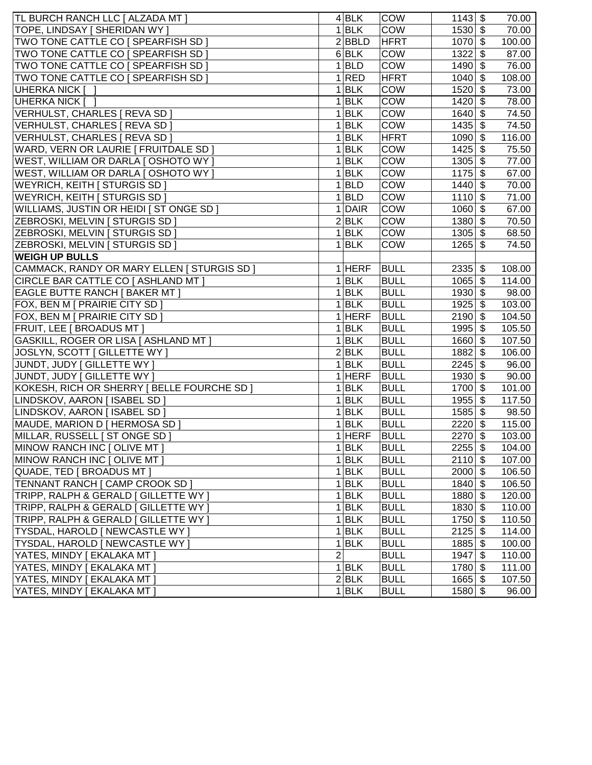| | | | | | | |
|---|---|---|---|---|---|---|
| TL BURCH RANCH LLC [ ALZADA MT ] | 4 | BLK | COW | 1143 | $ | 70.00 |
| TOPE, LINDSAY [ SHERIDAN WY ] | 1 | BLK | COW | 1530 | $ | 70.00 |
| TWO TONE CATTLE CO [ SPEARFISH SD ] | 2 | BBLD | HFRT | 1070 | $ | 100.00 |
| TWO TONE CATTLE CO [ SPEARFISH SD ] | 6 | BLK | COW | 1322 | $ | 87.00 |
| TWO TONE CATTLE CO [ SPEARFISH SD ] | 1 | BLD | COW | 1490 | $ | 76.00 |
| TWO TONE CATTLE CO [ SPEARFISH SD ] | 1 | RED | HFRT | 1040 | $ | 108.00 |
| UHERKA NICK [ ] | 1 | BLK | COW | 1520 | $ | 73.00 |
| UHERKA NICK [ ] | 1 | BLK | COW | 1420 | $ | 78.00 |
| VERHULST, CHARLES [ REVA SD ] | 1 | BLK | COW | 1640 | $ | 74.50 |
| VERHULST, CHARLES [ REVA SD ] | 1 | BLK | COW | 1435 | $ | 74.50 |
| VERHULST, CHARLES [ REVA SD ] | 1 | BLK | HFRT | 1090 | $ | 116.00 |
| WARD, VERN OR LAURIE [ FRUITDALE SD ] | 1 | BLK | COW | 1425 | $ | 75.50 |
| WEST, WILLIAM OR DARLA [ OSHOTO WY ] | 1 | BLK | COW | 1305 | $ | 77.00 |
| WEST, WILLIAM OR DARLA [ OSHOTO WY ] | 1 | BLK | COW | 1175 | $ | 67.00 |
| WEYRICH, KEITH [ STURGIS SD ] | 1 | BLD | COW | 1440 | $ | 70.00 |
| WEYRICH, KEITH [ STURGIS SD ] | 1 | BLD | COW | 1110 | $ | 71.00 |
| WILLIAMS, JUSTIN OR HEIDI [ ST ONGE SD ] | 1 | DAIR | COW | 1060 | $ | 67.00 |
| ZEBROSKI, MELVIN [ STURGIS SD ] | 2 | BLK | COW | 1380 | $ | 70.50 |
| ZEBROSKI, MELVIN [ STURGIS SD ] | 1 | BLK | COW | 1305 | $ | 68.50 |
| ZEBROSKI, MELVIN [ STURGIS SD ] | 1 | BLK | COW | 1265 | $ | 74.50 |
| **WEIGH UP BULLS** | | | | | | |
| CAMMACK, RANDY OR MARY ELLEN [ STURGIS SD ] | 1 | HERF | BULL | 2335 | $ | 108.00 |
| CIRCLE BAR CATTLE CO [ ASHLAND MT ] | 1 | BLK | BULL | 1065 | $ | 114.00 |
| EAGLE BUTTE RANCH [ BAKER MT ] | 1 | BLK | BULL | 1930 | $ | 98.00 |
| FOX, BEN M [ PRAIRIE CITY SD ] | 1 | BLK | BULL | 1925 | $ | 103.00 |
| FOX, BEN M [ PRAIRIE CITY SD ] | 1 | HERF | BULL | 2190 | $ | 104.50 |
| FRUIT, LEE [ BROADUS MT ] | 1 | BLK | BULL | 1995 | $ | 105.50 |
| GASKILL, ROGER OR LISA [ ASHLAND MT ] | 1 | BLK | BULL | 1660 | $ | 107.50 |
| JOSLYN, SCOTT [ GILLETTE WY ] | 2 | BLK | BULL | 1882 | $ | 106.00 |
| JUNDT, JUDY [ GILLETTE WY ] | 1 | BLK | BULL | 2245 | $ | 96.00 |
| JUNDT, JUDY [ GILLETTE WY ] | 1 | HERF | BULL | 1930 | $ | 90.00 |
| KOKESH, RICH OR SHERRY [ BELLE FOURCHE SD ] | 1 | BLK | BULL | 1700 | $ | 101.00 |
| LINDSKOV, AARON [ ISABEL SD ] | 1 | BLK | BULL | 1955 | $ | 117.50 |
| LINDSKOV, AARON [ ISABEL SD ] | 1 | BLK | BULL | 1585 | $ | 98.50 |
| MAUDE, MARION D [ HERMOSA SD ] | 1 | BLK | BULL | 2220 | $ | 115.00 |
| MILLAR, RUSSELL [ ST ONGE SD ] | 1 | HERF | BULL | 2270 | $ | 103.00 |
| MINOW RANCH INC [ OLIVE MT ] | 1 | BLK | BULL | 2255 | $ | 104.00 |
| MINOW RANCH INC [ OLIVE MT ] | 1 | BLK | BULL | 2110 | $ | 107.00 |
| QUADE, TED [ BROADUS MT ] | 1 | BLK | BULL | 2000 | $ | 106.50 |
| TENNANT RANCH [ CAMP CROOK SD ] | 1 | BLK | BULL | 1840 | $ | 106.50 |
| TRIPP, RALPH & GERALD [ GILLETTE WY ] | 1 | BLK | BULL | 1880 | $ | 120.00 |
| TRIPP, RALPH & GERALD [ GILLETTE WY ] | 1 | BLK | BULL | 1830 | $ | 110.00 |
| TRIPP, RALPH & GERALD [ GILLETTE WY ] | 1 | BLK | BULL | 1750 | $ | 110.50 |
| TYSDAL, HAROLD [ NEWCASTLE WY ] | 1 | BLK | BULL | 2125 | $ | 114.00 |
| TYSDAL, HAROLD [ NEWCASTLE WY ] | 1 | BLK | BULL | 1885 | $ | 100.00 |
| YATES, MINDY [ EKALAKA MT ] | 2 | | BULL | 1947 | $ | 110.00 |
| YATES, MINDY [ EKALAKA MT ] | 1 | BLK | BULL | 1780 | $ | 111.00 |
| YATES, MINDY [ EKALAKA MT ] | 2 | BLK | BULL | 1665 | $ | 107.50 |
| YATES, MINDY [ EKALAKA MT ] | 1 | BLK | BULL | 1580 | $ | 96.00 |